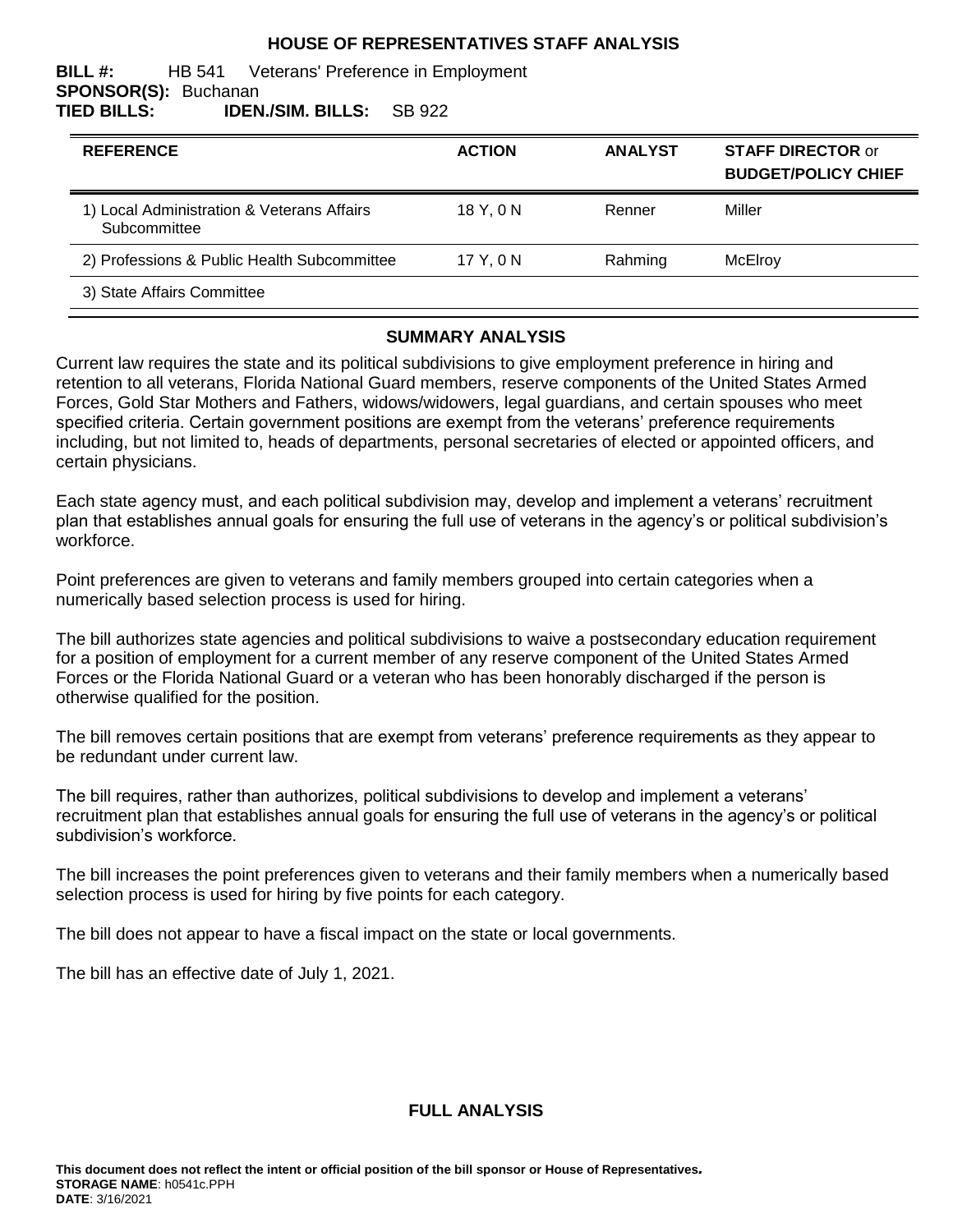# HOUSE OF REPRESENTATIVES STAFF ANALYSIS

**BILL #:** HB 541 Veterans' Preference in Employment
**SPONSOR(S):** Buchanan
**TIED BILLS:** **IDEN./SIM. BILLS:** SB 922

| REFERENCE | ACTION | ANALYST | STAFF DIRECTOR or BUDGET/POLICY CHIEF |
| --- | --- | --- | --- |
| 1) Local Administration & Veterans Affairs Subcommittee | 18 Y, 0 N | Renner | Miller |
| 2) Professions & Public Health Subcommittee | 17 Y, 0 N | Rahming | McElroy |
| 3) State Affairs Committee | | | |

## SUMMARY ANALYSIS

Current law requires the state and its political subdivisions to give employment preference in hiring and retention to all veterans, Florida National Guard members, reserve components of the United States Armed Forces, Gold Star Mothers and Fathers, widows/widowers, legal guardians, and certain spouses who meet specified criteria. Certain government positions are exempt from the veterans' preference requirements including, but not limited to, heads of departments, personal secretaries of elected or appointed officers, and certain physicians.

Each state agency must, and each political subdivision may, develop and implement a veterans' recruitment plan that establishes annual goals for ensuring the full use of veterans in the agency's or political subdivision's workforce.

Point preferences are given to veterans and family members grouped into certain categories when a numerically based selection process is used for hiring.

The bill authorizes state agencies and political subdivisions to waive a postsecondary education requirement for a position of employment for a current member of any reserve component of the United States Armed Forces or the Florida National Guard or a veteran who has been honorably discharged if the person is otherwise qualified for the position.

The bill removes certain positions that are exempt from veterans' preference requirements as they appear to be redundant under current law.

The bill requires, rather than authorizes, political subdivisions to develop and implement a veterans' recruitment plan that establishes annual goals for ensuring the full use of veterans in the agency's or political subdivision's workforce.

The bill increases the point preferences given to veterans and their family members when a numerically based selection process is used for hiring by five points for each category.

The bill does not appear to have a fiscal impact on the state or local governments.

The bill has an effective date of July 1, 2021.

## FULL ANALYSIS

**This document does not reflect the intent or official position of the bill sponsor or House of Representatives.**
**STORAGE NAME**: h0541c.PPH
**DATE**: 3/16/2021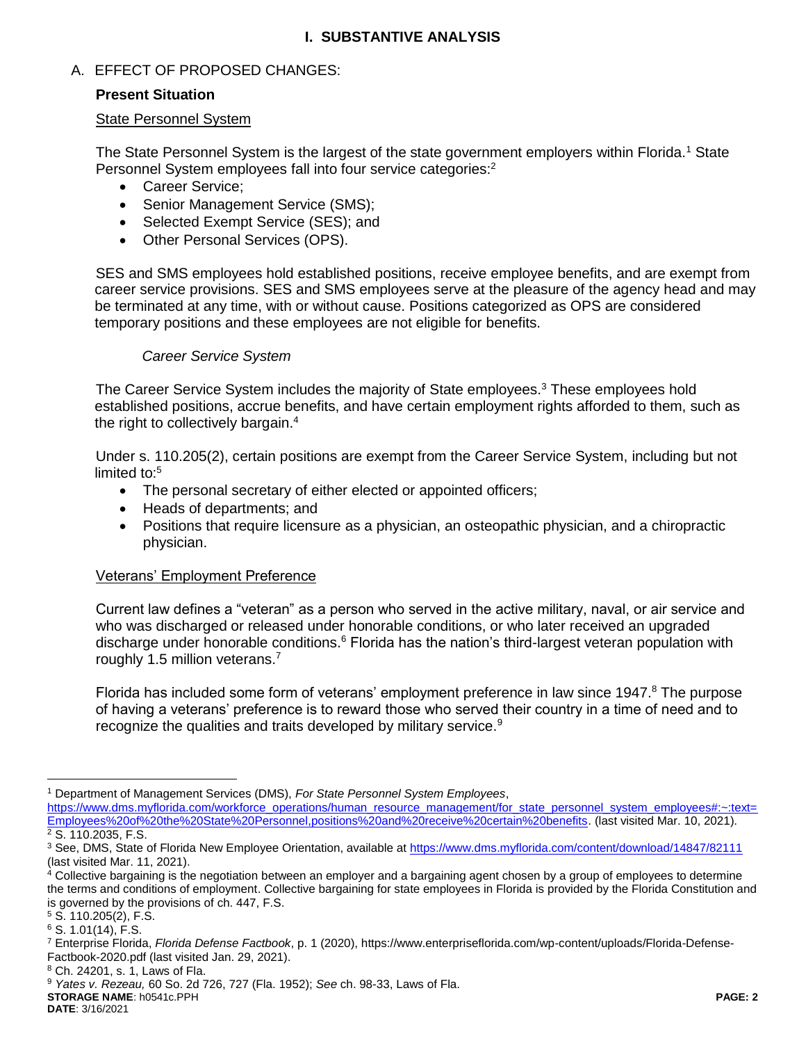# I. SUBSTANTIVE ANALYSIS

## A. EFFECT OF PROPOSED CHANGES:

### Present Situation

#### State Personnel System

The State Personnel System is the largest of the state government employers within Florida.[1] State Personnel System employees fall into four service categories:[2]

- Career Service;
- Senior Management Service (SMS);
- Selected Exempt Service (SES); and
- Other Personal Services (OPS).

SES and SMS employees hold established positions, receive employee benefits, and are exempt from career service provisions. SES and SMS employees serve at the pleasure of the agency head and may be terminated at any time, with or without cause. Positions categorized as OPS are considered temporary positions and these employees are not eligible for benefits.

*Career Service System*

The Career Service System includes the majority of State employees.[3] These employees hold established positions, accrue benefits, and have certain employment rights afforded to them, such as the right to collectively bargain.[4]

Under s. 110.205(2), certain positions are exempt from the Career Service System, including but not limited to:[5]

- The personal secretary of either elected or appointed officers;
- Heads of departments; and
- Positions that require licensure as a physician, an osteopathic physician, and a chiropractic physician.

#### Veterans' Employment Preference

Current law defines a "veteran" as a person who served in the active military, naval, or air service and who was discharged or released under honorable conditions, or who later received an upgraded discharge under honorable conditions.[6] Florida has the nation's third-largest veteran population with roughly 1.5 million veterans.[7]

Florida has included some form of veterans' employment preference in law since 1947.[8] The purpose of having a veterans' preference is to reward those who served their country in a time of need and to recognize the qualities and traits developed by military service.[9]

---

[1] Department of Management Services (DMS), *For State Personnel System Employees*, https://www.dms.myflorida.com/workforce_operations/human_resource_management/for_state_personnel_system_employees#:~:text=Employees%20of%20the%20State%20Personnel,positions%20and%20receive%20certain%20benefits. (last visited Mar. 10, 2021).

[2] S. 110.2035, F.S.

[3] See, DMS, State of Florida New Employee Orientation, available at https://www.dms.myflorida.com/content/download/14847/82111 (last visited Mar. 11, 2021).

[4] Collective bargaining is the negotiation between an employer and a bargaining agent chosen by a group of employees to determine the terms and conditions of employment. Collective bargaining for state employees in Florida is provided by the Florida Constitution and is governed by the provisions of ch. 447, F.S.

[5] S. 110.205(2), F.S.

[6] S. 1.01(14), F.S.

[7] Enterprise Florida, *Florida Defense Factbook*, p. 1 (2020), https://www.enterpriseflorida.com/wp-content/uploads/Florida-Defense-Factbook-2020.pdf (last visited Jan. 29, 2021).

[8] Ch. 24201, s. 1, Laws of Fla.

[9] *Yates v. Rezeau,* 60 So. 2d 726, 727 (Fla. 1952); *See* ch. 98-33, Laws of Fla.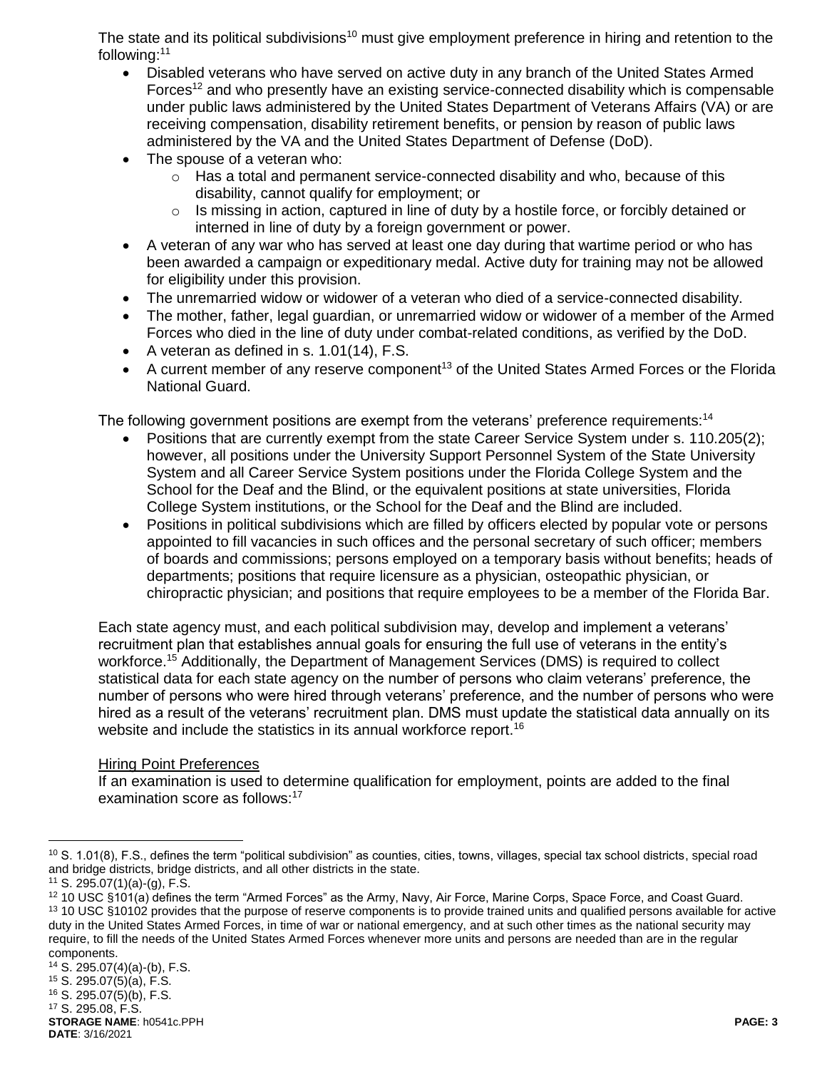The state and its political subdivisions[10] must give employment preference in hiring and retention to the following:[11]

- Disabled veterans who have served on active duty in any branch of the United States Armed Forces[12] and who presently have an existing service-connected disability which is compensable under public laws administered by the United States Department of Veterans Affairs (VA) or are receiving compensation, disability retirement benefits, or pension by reason of public laws administered by the VA and the United States Department of Defense (DoD).
- The spouse of a veteran who:
  - Has a total and permanent service-connected disability and who, because of this disability, cannot qualify for employment; or
  - Is missing in action, captured in line of duty by a hostile force, or forcibly detained or interned in line of duty by a foreign government or power.
- A veteran of any war who has served at least one day during that wartime period or who has been awarded a campaign or expeditionary medal. Active duty for training may not be allowed for eligibility under this provision.
- The unremarried widow or widower of a veteran who died of a service-connected disability.
- The mother, father, legal guardian, or unremarried widow or widower of a member of the Armed Forces who died in the line of duty under combat-related conditions, as verified by the DoD.
- A veteran as defined in s. 1.01(14), F.S.
- A current member of any reserve component[13] of the United States Armed Forces or the Florida National Guard.

The following government positions are exempt from the veterans' preference requirements:[14]

- Positions that are currently exempt from the state Career Service System under s. 110.205(2); however, all positions under the University Support Personnel System of the State University System and all Career Service System positions under the Florida College System and the School for the Deaf and the Blind, or the equivalent positions at state universities, Florida College System institutions, or the School for the Deaf and the Blind are included.
- Positions in political subdivisions which are filled by officers elected by popular vote or persons appointed to fill vacancies in such offices and the personal secretary of such officer; members of boards and commissions; persons employed on a temporary basis without benefits; heads of departments; positions that require licensure as a physician, osteopathic physician, or chiropractic physician; and positions that require employees to be a member of the Florida Bar.

Each state agency must, and each political subdivision may, develop and implement a veterans' recruitment plan that establishes annual goals for ensuring the full use of veterans in the entity's workforce.[15] Additionally, the Department of Management Services (DMS) is required to collect statistical data for each state agency on the number of persons who claim veterans' preference, the number of persons who were hired through veterans' preference, and the number of persons who were hired as a result of the veterans' recruitment plan. DMS must update the statistical data annually on its website and include the statistics in its annual workforce report.[16]

<u>Hiring Point Preferences</u>

If an examination is used to determine qualification for employment, points are added to the final examination score as follows:[17]

---

[10] S. 1.01(8), F.S., defines the term "political subdivision" as counties, cities, towns, villages, special tax school districts, special road and bridge districts, bridge districts, and all other districts in the state.

[11] S. 295.07(1)(a)-(g), F.S.

[12] 10 USC §101(a) defines the term "Armed Forces" as the Army, Navy, Air Force, Marine Corps, Space Force, and Coast Guard.

[13] 10 USC §10102 provides that the purpose of reserve components is to provide trained units and qualified persons available for active duty in the United States Armed Forces, in time of war or national emergency, and at such other times as the national security may require, to fill the needs of the United States Armed Forces whenever more units and persons are needed than are in the regular components.

[14] S. 295.07(4)(a)-(b), F.S.

[15] S. 295.07(5)(a), F.S.

[16] S. 295.07(5)(b), F.S.

[17] S. 295.08, F.S.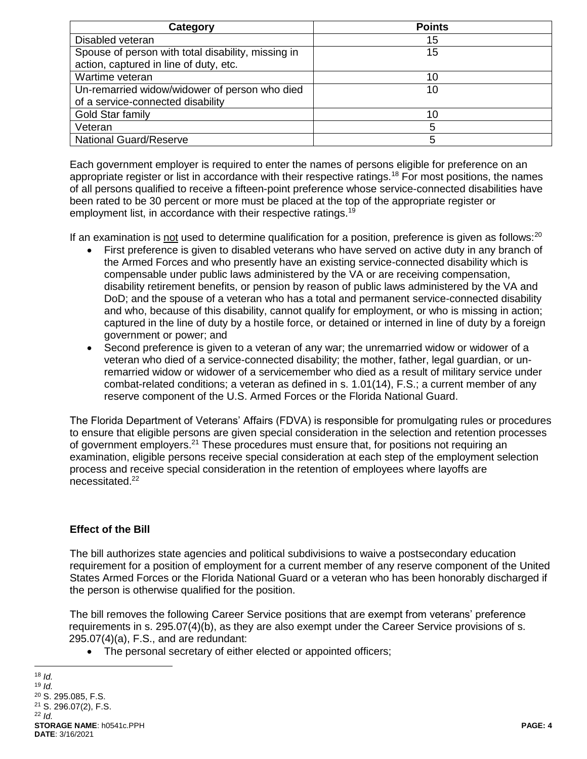| Category | Points |
| --- | --- |
| Disabled veteran | 15 |
| Spouse of person with total disability, missing in action, captured in line of duty, etc. | 15 |
| Wartime veteran | 10 |
| Un-remarried widow/widower of person who died of a service-connected disability | 10 |
| Gold Star family | 10 |
| Veteran | 5 |
| National Guard/Reserve | 5 |

Each government employer is required to enter the names of persons eligible for preference on an appropriate register or list in accordance with their respective ratings.[18] For most positions, the names of all persons qualified to receive a fifteen-point preference whose service-connected disabilities have been rated to be 30 percent or more must be placed at the top of the appropriate register or employment list, in accordance with their respective ratings.[19]

If an examination is not used to determine qualification for a position, preference is given as follows:[20]

- First preference is given to disabled veterans who have served on active duty in any branch of the Armed Forces and who presently have an existing service-connected disability which is compensable under public laws administered by the VA or are receiving compensation, disability retirement benefits, or pension by reason of public laws administered by the VA and DoD; and the spouse of a veteran who has a total and permanent service-connected disability and who, because of this disability, cannot qualify for employment, or who is missing in action; captured in the line of duty by a hostile force, or detained or interned in line of duty by a foreign government or power; and
- Second preference is given to a veteran of any war; the unremarried widow or widower of a veteran who died of a service-connected disability; the mother, father, legal guardian, or un-remarried widow or widower of a servicemember who died as a result of military service under combat-related conditions; a veteran as defined in s. 1.01(14), F.S.; a current member of any reserve component of the U.S. Armed Forces or the Florida National Guard.

The Florida Department of Veterans' Affairs (FDVA) is responsible for promulgating rules or procedures to ensure that eligible persons are given special consideration in the selection and retention processes of government employers.[21] These procedures must ensure that, for positions not requiring an examination, eligible persons receive special consideration at each step of the employment selection process and receive special consideration in the retention of employees where layoffs are necessitated.[22]

### Effect of the Bill

The bill authorizes state agencies and political subdivisions to waive a postsecondary education requirement for a position of employment for a current member of any reserve component of the United States Armed Forces or the Florida National Guard or a veteran who has been honorably discharged if the person is otherwise qualified for the position.

The bill removes the following Career Service positions that are exempt from veterans' preference requirements in s. 295.07(4)(b), as they are also exempt under the Career Service provisions of s. 295.07(4)(a), F.S., and are redundant:

- The personal secretary of either elected or appointed officers;

---

[18] *Id.*
[19] *Id.*
[20] S. 295.085, F.S.
[21] S. 296.07(2), F.S.
[22] *Id.*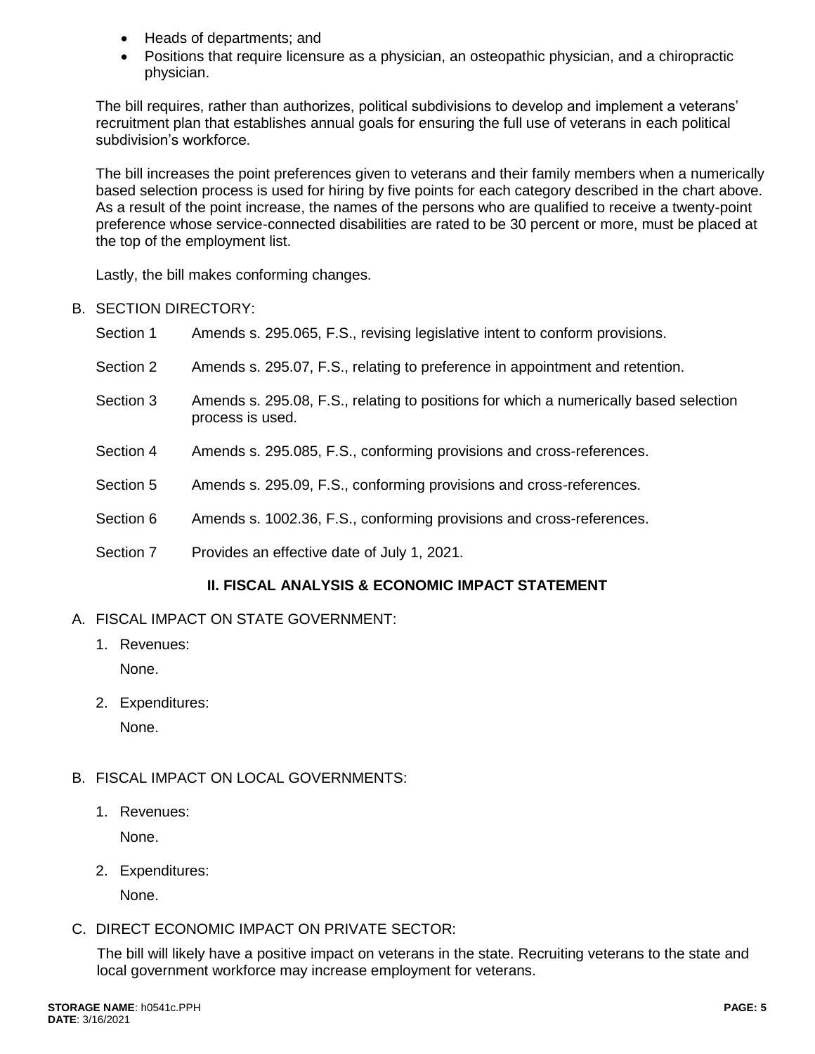- Heads of departments; and
- Positions that require licensure as a physician, an osteopathic physician, and a chiropractic physician.

The bill requires, rather than authorizes, political subdivisions to develop and implement a veterans' recruitment plan that establishes annual goals for ensuring the full use of veterans in each political subdivision's workforce.

The bill increases the point preferences given to veterans and their family members when a numerically based selection process is used for hiring by five points for each category described in the chart above. As a result of the point increase, the names of the persons who are qualified to receive a twenty-point preference whose service-connected disabilities are rated to be 30 percent or more, must be placed at the top of the employment list.

Lastly, the bill makes conforming changes.

B. SECTION DIRECTORY:

| | |
|---|---|
| Section 1 | Amends s. 295.065, F.S., revising legislative intent to conform provisions. |
| Section 2 | Amends s. 295.07, F.S., relating to preference in appointment and retention. |
| Section 3 | Amends s. 295.08, F.S., relating to positions for which a numerically based selection process is used. |
| Section 4 | Amends s. 295.085, F.S., conforming provisions and cross-references. |
| Section 5 | Amends s. 295.09, F.S., conforming provisions and cross-references. |
| Section 6 | Amends s. 1002.36, F.S., conforming provisions and cross-references. |
| Section 7 | Provides an effective date of July 1, 2021. |

## II. FISCAL ANALYSIS & ECONOMIC IMPACT STATEMENT

A. FISCAL IMPACT ON STATE GOVERNMENT:

1. Revenues:

   None.

2. Expenditures:

   None.

B. FISCAL IMPACT ON LOCAL GOVERNMENTS:

1. Revenues:

   None.

2. Expenditures:

   None.

C. DIRECT ECONOMIC IMPACT ON PRIVATE SECTOR:

The bill will likely have a positive impact on veterans in the state. Recruiting veterans to the state and local government workforce may increase employment for veterans.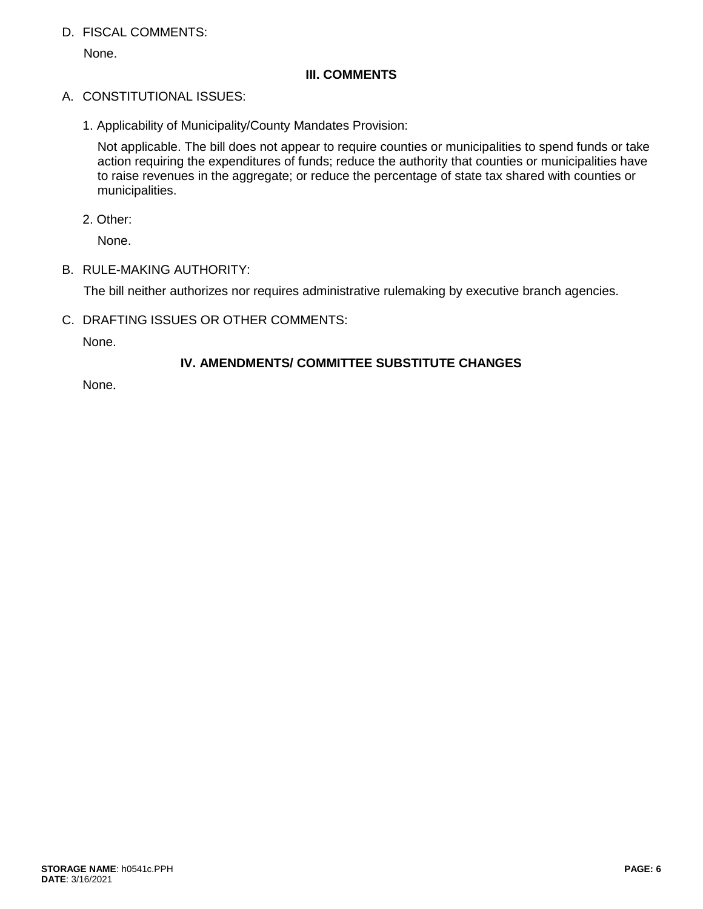D. FISCAL COMMENTS:

None.

## III. COMMENTS

A. CONSTITUTIONAL ISSUES:

1. Applicability of Municipality/County Mandates Provision:

Not applicable. The bill does not appear to require counties or municipalities to spend funds or take action requiring the expenditures of funds; reduce the authority that counties or municipalities have to raise revenues in the aggregate; or reduce the percentage of state tax shared with counties or municipalities.

2. Other:

None.

B. RULE-MAKING AUTHORITY:

The bill neither authorizes nor requires administrative rulemaking by executive branch agencies.

C. DRAFTING ISSUES OR OTHER COMMENTS:

None.

## IV. AMENDMENTS/ COMMITTEE SUBSTITUTE CHANGES

None.